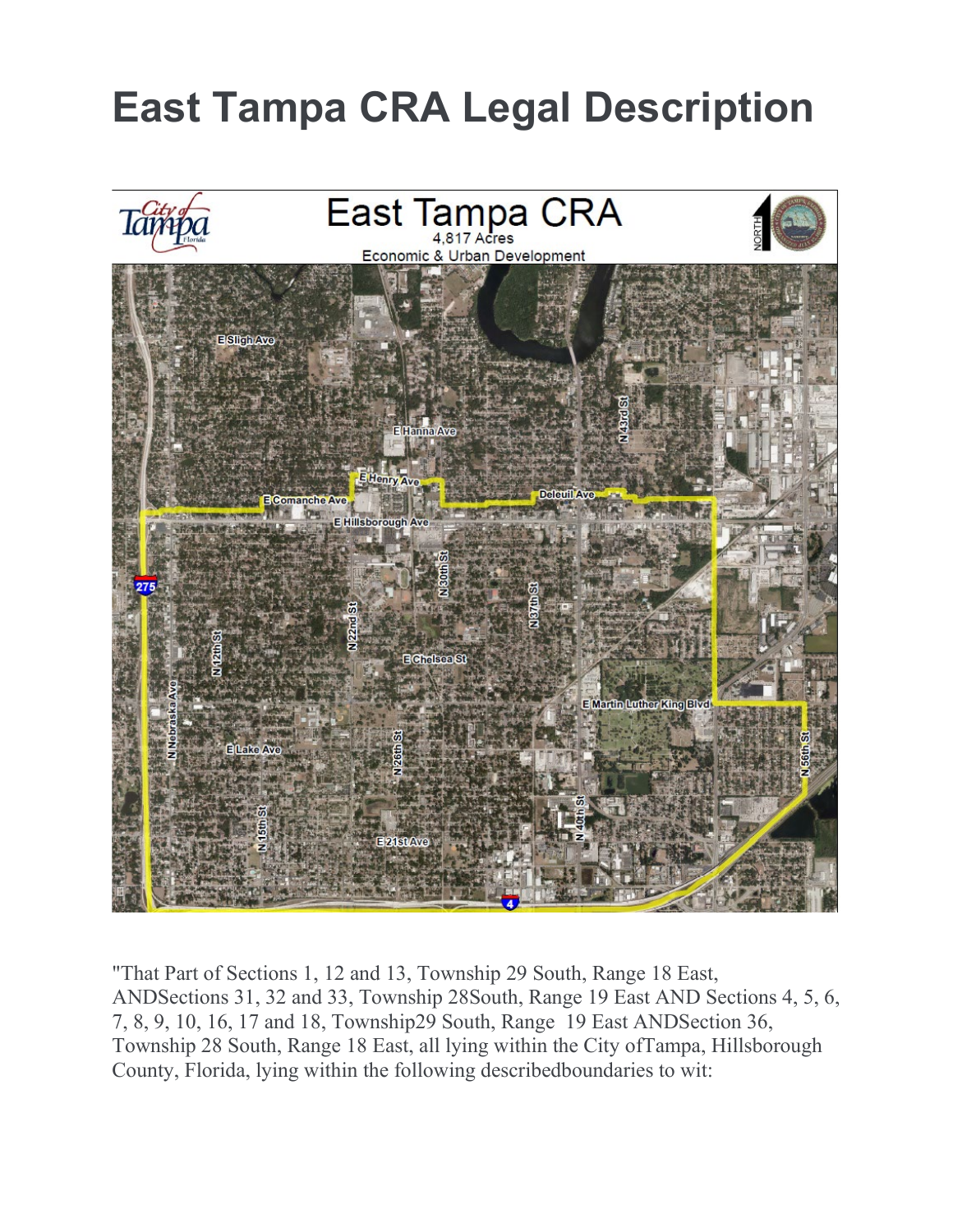# East Tampa CRA Legal Description

"That Part of Sections 1, 12 and 13, Township 29 South, Range 18 East, ANDSections 31, 32 and 33, Township 28South, Range 19 East AND Sections 4, 5, 6, 7, 8, 9, 10, 16, 17 and 18, Township29 South, Range 19 East ANDSection 36, Township 28 South, Range 18 East, all lying within the City ofTampa, Hillsborough County, Florida, lying within the following describedboundaries to wit: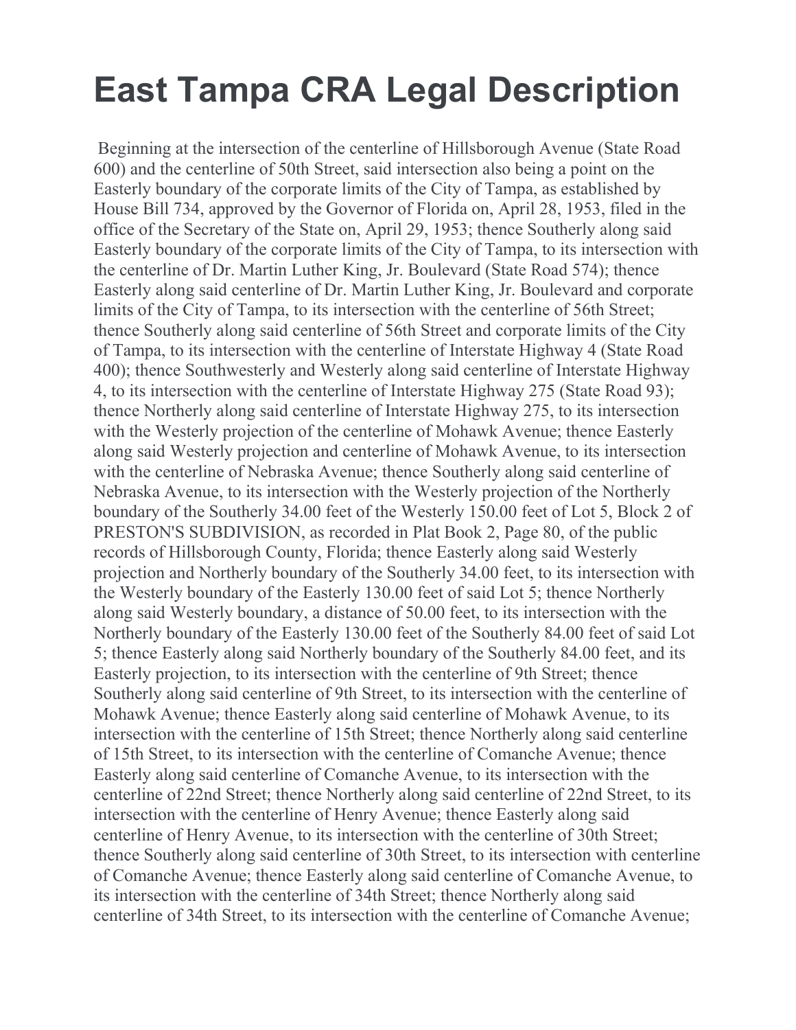# East Tampa CRA Legal Description

Beginning at the intersection of the centerline of Hillsborough Avenue (State Road 600) and the centerline of 50th Street, said intersection also being a point on the Easterly boundary of the corporate limits of the City of Tampa, as established by House Bill 734, approved by the Governor of Florida on, April 28, 1953, filed in the office of the Secretary of the State on, April 29, 1953; thence Southerly along said Easterly boundary of the corporate limits of the City of Tampa, to its intersection with the centerline of Dr. Martin Luther King, Jr. Boulevard (State Road 574); thence Easterly along said centerline of Dr. Martin Luther King, Jr. Boulevard and corporate limits of the City of Tampa, to its intersection with the centerline of 56th Street; thence Southerly along said centerline of 56th Street and corporate limits of the City of Tampa, to its intersection with the centerline of Interstate Highway 4 (State Road 400); thence Southwesterly and Westerly along said centerline of Interstate Highway 4, to its intersection with the centerline of Interstate Highway 275 (State Road 93); thence Northerly along said centerline of Interstate Highway 275, to its intersection with the Westerly projection of the centerline of Mohawk Avenue; thence Easterly along said Westerly projection and centerline of Mohawk Avenue, to its intersection with the centerline of Nebraska Avenue; thence Southerly along said centerline of Nebraska Avenue, to its intersection with the Westerly projection of the Northerly boundary of the Southerly 34.00 feet of the Westerly 150.00 feet of Lot 5, Block 2 of PRESTON'S SUBDIVISION, as recorded in Plat Book 2, Page 80, of the public records of Hillsborough County, Florida; thence Easterly along said Westerly projection and Northerly boundary of the Southerly 34.00 feet, to its intersection with the Westerly boundary of the Easterly 130.00 feet of said Lot 5; thence Northerly along said Westerly boundary, a distance of 50.00 feet, to its intersection with the Northerly boundary of the Easterly 130.00 feet of the Southerly 84.00 feet of said Lot 5; thence Easterly along said Northerly boundary of the Southerly 84.00 feet, and its Easterly projection, to its intersection with the centerline of 9th Street; thence Southerly along said centerline of 9th Street, to its intersection with the centerline of Mohawk Avenue; thence Easterly along said centerline of Mohawk Avenue, to its intersection with the centerline of 15th Street; thence Northerly along said centerline of 15th Street, to its intersection with the centerline of Comanche Avenue; thence Easterly along said centerline of Comanche Avenue, to its intersection with the centerline of 22nd Street; thence Northerly along said centerline of 22nd Street, to its intersection with the centerline of Henry Avenue; thence Easterly along said centerline of Henry Avenue, to its intersection with the centerline of 30th Street; thence Southerly along said centerline of 30th Street, to its intersection with centerline of Comanche Avenue; thence Easterly along said centerline of Comanche Avenue, to its intersection with the centerline of 34th Street; thence Northerly along said centerline of 34th Street, to its intersection with the centerline of Comanche Avenue;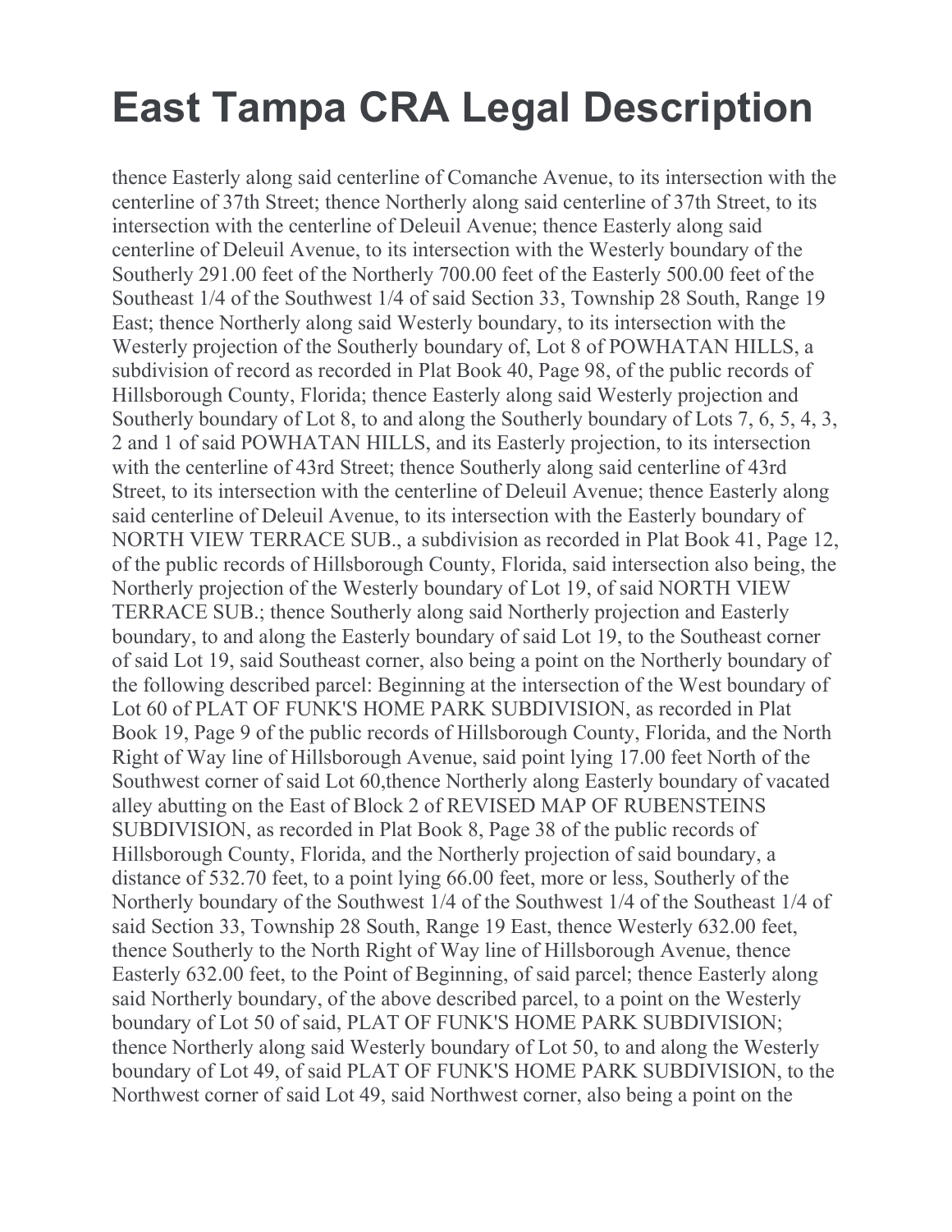# East Tampa CRA Legal Description

thence Easterly along said centerline of Comanche Avenue, to its intersection with the centerline of 37th Street; thence Northerly along said centerline of 37th Street, to its intersection with the centerline of Deleuil Avenue; thence Easterly along said centerline of Deleuil Avenue, to its intersection with the Westerly boundary of the Southerly 291.00 feet of the Northerly 700.00 feet of the Easterly 500.00 feet of the Southeast 1/4 of the Southwest 1/4 of said Section 33, Township 28 South, Range 19 East; thence Northerly along said Westerly boundary, to its intersection with the Westerly projection of the Southerly boundary of, Lot 8 of POWHATAN HILLS, a subdivision of record as recorded in Plat Book 40, Page 98, of the public records of Hillsborough County, Florida; thence Easterly along said Westerly projection and Southerly boundary of Lot 8, to and along the Southerly boundary of Lots 7, 6, 5, 4, 3, 2 and 1 of said POWHATAN HILLS, and its Easterly projection, to its intersection with the centerline of 43rd Street; thence Southerly along said centerline of 43rd Street, to its intersection with the centerline of Deleuil Avenue; thence Easterly along said centerline of Deleuil Avenue, to its intersection with the Easterly boundary of NORTH VIEW TERRACE SUB., a subdivision as recorded in Plat Book 41, Page 12, of the public records of Hillsborough County, Florida, said intersection also being, the Northerly projection of the Westerly boundary of Lot 19, of said NORTH VIEW TERRACE SUB.; thence Southerly along said Northerly projection and Easterly boundary, to and along the Easterly boundary of said Lot 19, to the Southeast corner of said Lot 19, said Southeast corner, also being a point on the Northerly boundary of the following described parcel: Beginning at the intersection of the West boundary of Lot 60 of PLAT OF FUNK'S HOME PARK SUBDIVISION, as recorded in Plat Book 19, Page 9 of the public records of Hillsborough County, Florida, and the North Right of Way line of Hillsborough Avenue, said point lying 17.00 feet North of the Southwest corner of said Lot 60,thence Northerly along Easterly boundary of vacated alley abutting on the East of Block 2 of REVISED MAP OF RUBENSTEINS SUBDIVISION, as recorded in Plat Book 8, Page 38 of the public records of Hillsborough County, Florida, and the Northerly projection of said boundary, a distance of 532.70 feet, to a point lying 66.00 feet, more or less, Southerly of the Northerly boundary of the Southwest 1/4 of the Southwest 1/4 of the Southeast 1/4 of said Section 33, Township 28 South, Range 19 East, thence Westerly 632.00 feet, thence Southerly to the North Right of Way line of Hillsborough Avenue, thence Easterly 632.00 feet, to the Point of Beginning, of said parcel; thence Easterly along said Northerly boundary, of the above described parcel, to a point on the Westerly boundary of Lot 50 of said, PLAT OF FUNK'S HOME PARK SUBDIVISION; thence Northerly along said Westerly boundary of Lot 50, to and along the Westerly boundary of Lot 49, of said PLAT OF FUNK'S HOME PARK SUBDIVISION, to the Northwest corner of said Lot 49, said Northwest corner, also being a point on the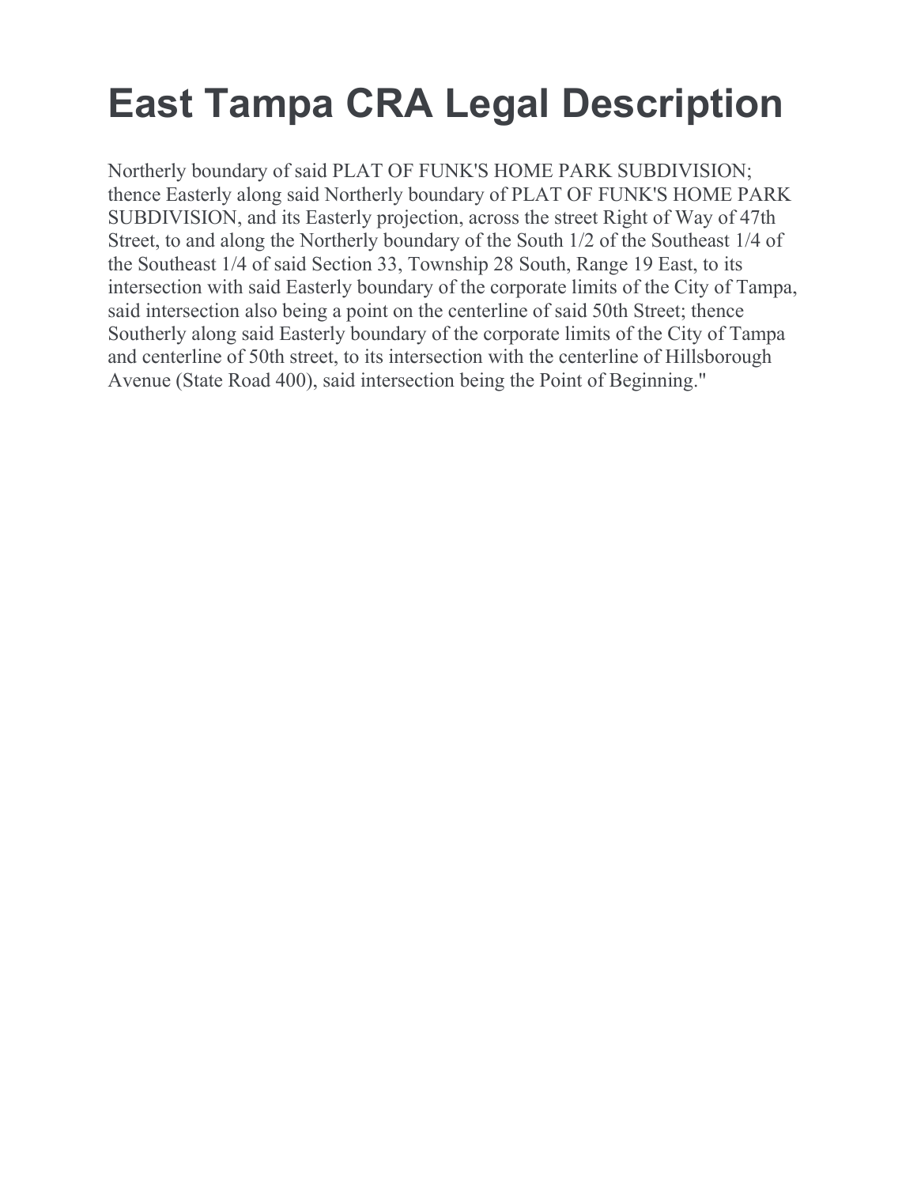# East Tampa CRA Legal Description

Northerly boundary of said PLAT OF FUNK'S HOME PARK SUBDIVISION; thence Easterly along said Northerly boundary of PLAT OF FUNK'S HOME PARK SUBDIVISION, and its Easterly projection, across the street Right of Way of 47th Street, to and along the Northerly boundary of the South 1/2 of the Southeast 1/4 of the Southeast 1/4 of said Section 33, Township 28 South, Range 19 East, to its intersection with said Easterly boundary of the corporate limits of the City of Tampa, said intersection also being a point on the centerline of said 50th Street; thence Southerly along said Easterly boundary of the corporate limits of the City of Tampa and centerline of 50th street, to its intersection with the centerline of Hillsborough Avenue (State Road 400), said intersection being the Point of Beginning."